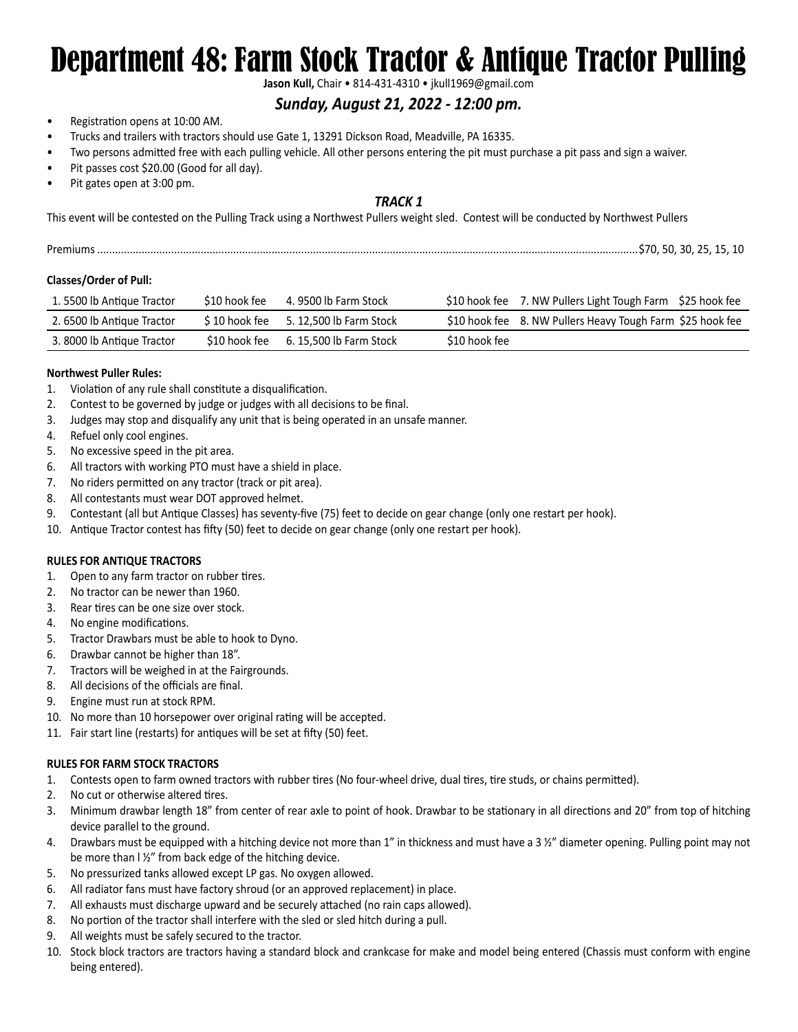# Department 48: Farm Stock Tractor & Antique Tractor Pulling

**Jason Kull,** Chair • 814-431-4310 • jkull1969@gmail.com

### *Sunday, August 21, 2022 - 12:00 pm.*

- Registration opens at 10:00 AM.
- Trucks and trailers with tractors should use Gate 1, 13291 Dickson Road, Meadville, PA 16335.
- Two persons admitted free with each pulling vehicle. All other persons entering the pit must purchase a pit pass and sign a waiver.
- Pit passes cost $20.00 (Good for all day).
- Pit gates open at 3:00 pm.

### *TRACK 1*

This event will be contested on the Pulling Track using a Northwest Pullers weight sled. Contest will be conducted by Northwest Pullers

Premiums ..........................................................................................................................................................$70, 50, 30, 25, 15, 10

**Classes/Order of Pull:**

| Class | Fee | Class | Fee | Class | Fee |
|---|---|---|---|---|---|
| 1. 5500 lb Antique Tractor | $10 hook fee | 4. 9500 lb Farm Stock | $10 hook fee | 7. NW Pullers Light Tough Farm | $25 hook fee |
| 2. 6500 lb Antique Tractor | $ 10 hook fee | 5. 12,500 lb Farm Stock | $10 hook fee | 8. NW Pullers Heavy Tough Farm | $25 hook fee |
| 3. 8000 lb Antique Tractor | $10 hook fee | 6. 15,500 lb Farm Stock | $10 hook fee | | |

**Northwest Puller Rules:**

1. Violation of any rule shall constitute a disqualification.
2. Contest to be governed by judge or judges with all decisions to be final.
3. Judges may stop and disqualify any unit that is being operated in an unsafe manner.
4. Refuel only cool engines.
5. No excessive speed in the pit area.
6. All tractors with working PTO must have a shield in place.
7. No riders permitted on any tractor (track or pit area).
8. All contestants must wear DOT approved helmet.
9. Contestant (all but Antique Classes) has seventy-five (75) feet to decide on gear change (only one restart per hook).
10. Antique Tractor contest has fifty (50) feet to decide on gear change (only one restart per hook).

**RULES FOR ANTIQUE TRACTORS**

1. Open to any farm tractor on rubber tires.
2. No tractor can be newer than 1960.
3. Rear tires can be one size over stock.
4. No engine modifications.
5. Tractor Drawbars must be able to hook to Dyno.
6. Drawbar cannot be higher than 18".
7. Tractors will be weighed in at the Fairgrounds.
8. All decisions of the officials are final.
9. Engine must run at stock RPM.
10. No more than 10 horsepower over original rating will be accepted.
11. Fair start line (restarts) for antiques will be set at fifty (50) feet.

**RULES FOR FARM STOCK TRACTORS**

1. Contests open to farm owned tractors with rubber tires (No four-wheel drive, dual tires, tire studs, or chains permitted).
2. No cut or otherwise altered tires.
3. Minimum drawbar length 18" from center of rear axle to point of hook. Drawbar to be stationary in all directions and 20" from top of hitching device parallel to the ground.
4. Drawbars must be equipped with a hitching device not more than 1" in thickness and must have a 3 ½" diameter opening. Pulling point may not be more than l ½" from back edge of the hitching device.
5. No pressurized tanks allowed except LP gas. No oxygen allowed.
6. All radiator fans must have factory shroud (or an approved replacement) in place.
7. All exhausts must discharge upward and be securely attached (no rain caps allowed).
8. No portion of the tractor shall interfere with the sled or sled hitch during a pull.
9. All weights must be safely secured to the tractor.
10. Stock block tractors are tractors having a standard block and crankcase for make and model being entered (Chassis must conform with engine being entered).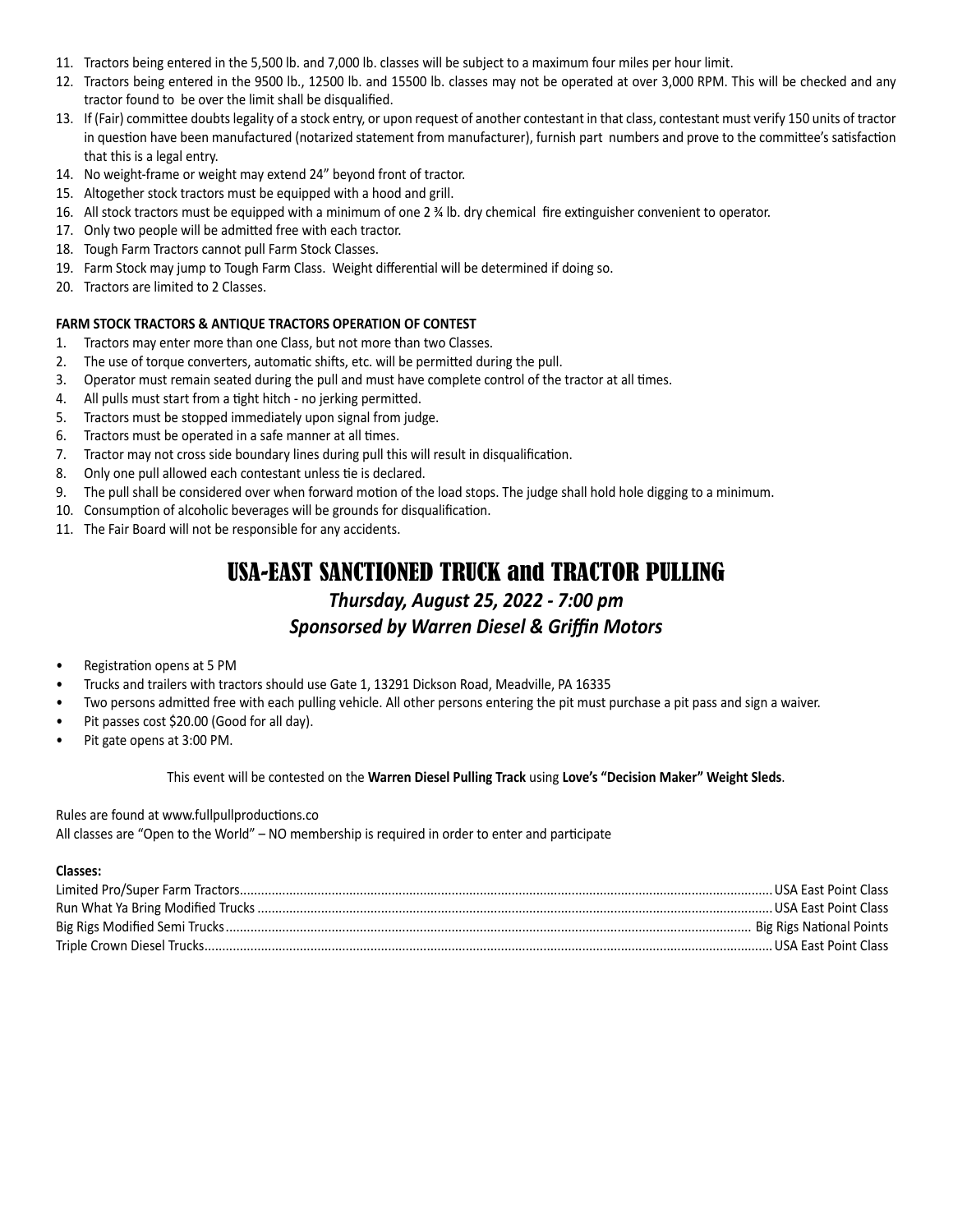11. Tractors being entered in the 5,500 lb. and 7,000 lb. classes will be subject to a maximum four miles per hour limit.
12. Tractors being entered in the 9500 lb., 12500 lb. and 15500 lb. classes may not be operated at over 3,000 RPM. This will be checked and any tractor found to be over the limit shall be disqualified.
13. If (Fair) committee doubts legality of a stock entry, or upon request of another contestant in that class, contestant must verify 150 units of tractor in question have been manufactured (notarized statement from manufacturer), furnish part numbers and prove to the committee's satisfaction that this is a legal entry.
14. No weight-frame or weight may extend 24" beyond front of tractor.
15. Altogether stock tractors must be equipped with a hood and grill.
16. All stock tractors must be equipped with a minimum of one 2 ¾ lb. dry chemical fire extinguisher convenient to operator.
17. Only two people will be admitted free with each tractor.
18. Tough Farm Tractors cannot pull Farm Stock Classes.
19. Farm Stock may jump to Tough Farm Class. Weight differential will be determined if doing so.
20. Tractors are limited to 2 Classes.

**FARM STOCK TRACTORS & ANTIQUE TRACTORS OPERATION OF CONTEST**

1. Tractors may enter more than one Class, but not more than two Classes.
2. The use of torque converters, automatic shifts, etc. will be permitted during the pull.
3. Operator must remain seated during the pull and must have complete control of the tractor at all times.
4. All pulls must start from a tight hitch - no jerking permitted.
5. Tractors must be stopped immediately upon signal from judge.
6. Tractors must be operated in a safe manner at all times.
7. Tractor may not cross side boundary lines during pull this will result in disqualification.
8. Only one pull allowed each contestant unless tie is declared.
9. The pull shall be considered over when forward motion of the load stops. The judge shall hold hole digging to a minimum.
10. Consumption of alcoholic beverages will be grounds for disqualification.
11. The Fair Board will not be responsible for any accidents.

# USA-EAST SANCTIONED TRUCK and TRACTOR PULLING

### *Thursday, August 25, 2022 - 7:00 pm*

### *Sponsorsed by Warren Diesel & Griffin Motors*

- Registration opens at 5 PM
- Trucks and trailers with tractors should use Gate 1, 13291 Dickson Road, Meadville, PA 16335
- Two persons admitted free with each pulling vehicle. All other persons entering the pit must purchase a pit pass and sign a waiver.
- Pit passes cost $20.00 (Good for all day).
- Pit gate opens at 3:00 PM.

This event will be contested on the **Warren Diesel Pulling Track** using **Love's "Decision Maker" Weight Sleds**.

Rules are found at www.fullpullproductions.co
All classes are "Open to the World" – NO membership is required in order to enter and participate

**Classes:**

Limited Pro/Super Farm Tractors........USA East Point Class
Run What Ya Bring Modified Trucks........USA East Point Class
Big Rigs Modified Semi Trucks........Big Rigs National Points
Triple Crown Diesel Trucks........USA East Point Class